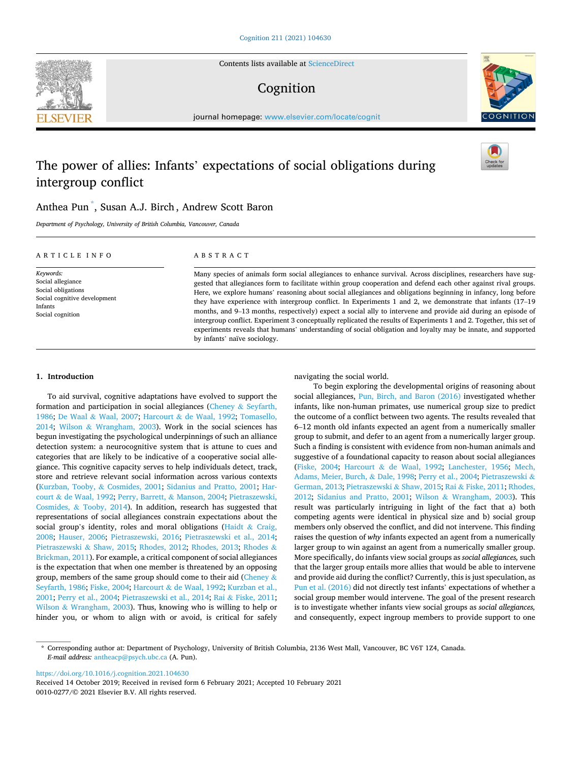# The power of allies: Infants' expectations of social obligations during intergroup conflict

Anthea Pun *, Susan A.J. Birch, Andrew Scott Baron

*Department of Psychology, University of British Columbia, Vancouver, Canada*

**ARTICLE INFO**

*Keywords:*
Social allegiance
Social obligations
Social cognitive development
Infants
Social cognition

**ABSTRACT**

Many species of animals form social allegiances to enhance survival. Across disciplines, researchers have suggested that allegiances form to facilitate within group cooperation and defend each other against rival groups. Here, we explore humans' reasoning about social allegiances and obligations beginning in infancy, long before they have experience with intergroup conflict. In Experiments 1 and 2, we demonstrate that infants (17–19 months, and 9–13 months, respectively) expect a social ally to intervene and provide aid during an episode of intergroup conflict. Experiment 3 conceptually replicated the results of Experiments 1 and 2. Together, this set of experiments reveals that humans' understanding of social obligation and loyalty may be innate, and supported by infants' naïve sociology.

## 1. Introduction

To aid survival, cognitive adaptations have evolved to support the formation and participation in social allegiances (Cheney & Seyfarth, 1986; De Waal & Waal, 2007; Harcourt & de Waal, 1992; Tomasello, 2014; Wilson & Wrangham, 2003). Work in the social sciences has begun investigating the psychological underpinnings of such an alliance detection system: a neurocognitive system that is attune to cues and categories that are likely to be indicative of a cooperative social allegiance. This cognitive capacity serves to help individuals detect, track, store and retrieve relevant social information across various contexts (Kurzban, Tooby, & Cosmides, 2001; Sidanius and Pratto, 2001; Harcourt & de Waal, 1992; Perry, Barrett, & Manson, 2004; Pietraszewski, Cosmides, & Tooby, 2014). In addition, research has suggested that representations of social allegiances constrain expectations about the social group's identity, roles and moral obligations (Haidt & Craig, 2008; Hauser, 2006; Pietraszewski, 2016; Pietraszewski et al., 2014; Pietraszewski & Shaw, 2015; Rhodes, 2012; Rhodes, 2013; Rhodes & Brickman, 2011). For example, a critical component of social allegiances is the expectation that when one member is threatened by an opposing group, members of the same group should come to their aid (Cheney & Seyfarth, 1986; Fiske, 2004; Harcourt & de Waal, 1992; Kurzban et al., 2001; Perry et al., 2004; Pietraszewski et al., 2014; Rai & Fiske, 2011; Wilson & Wrangham, 2003). Thus, knowing who is willing to help or hinder you, or whom to align with or avoid, is critical for safely navigating the social world.

To begin exploring the developmental origins of reasoning about social allegiances, Pun, Birch, and Baron (2016) investigated whether infants, like non-human primates, use numerical group size to predict the outcome of a conflict between two agents. The results revealed that 6–12 month old infants expected an agent from a numerically smaller group to submit, and defer to an agent from a numerically larger group. Such a finding is consistent with evidence from non-human animals and suggestive of a foundational capacity to reason about social allegiances (Fiske, 2004; Harcourt & de Waal, 1992; Lanchester, 1956; Mech, Adams, Meier, Burch, & Dale, 1998; Perry et al., 2004; Pietraszewski & German, 2013; Pietraszewski & Shaw, 2015; Rai & Fiske, 2011; Rhodes, 2012; Sidanius and Pratto, 2001; Wilson & Wrangham, 2003). This result was particularly intriguing in light of the fact that a) both competing agents were identical in physical size and b) social group members only observed the conflict, and did not intervene. This finding raises the question of *why* infants expected an agent from a numerically larger group to win against an agent from a numerically smaller group. More specifically, do infants view social groups as *social allegiances,* such that the larger group entails more allies that would be able to intervene and provide aid during the conflict? Currently, this is just speculation, as Pun et al. (2016) did not directly test infants' expectations of whether a social group member would intervene. The goal of the present research is to investigate whether infants view social groups as *social allegiances,* and consequently, expect ingroup members to provide support to one

* Corresponding author at: Department of Psychology, University of British Columbia, 2136 West Mall, Vancouver, BC V6T 1Z4, Canada.
*E-mail address:* antheacp@psych.ubc.ca (A. Pun).

https://doi.org/10.1016/j.cognition.2021.104630
Received 14 October 2019; Received in revised form 6 February 2021; Accepted 10 February 2021
0010-0277/© 2021 Elsevier B.V. All rights reserved.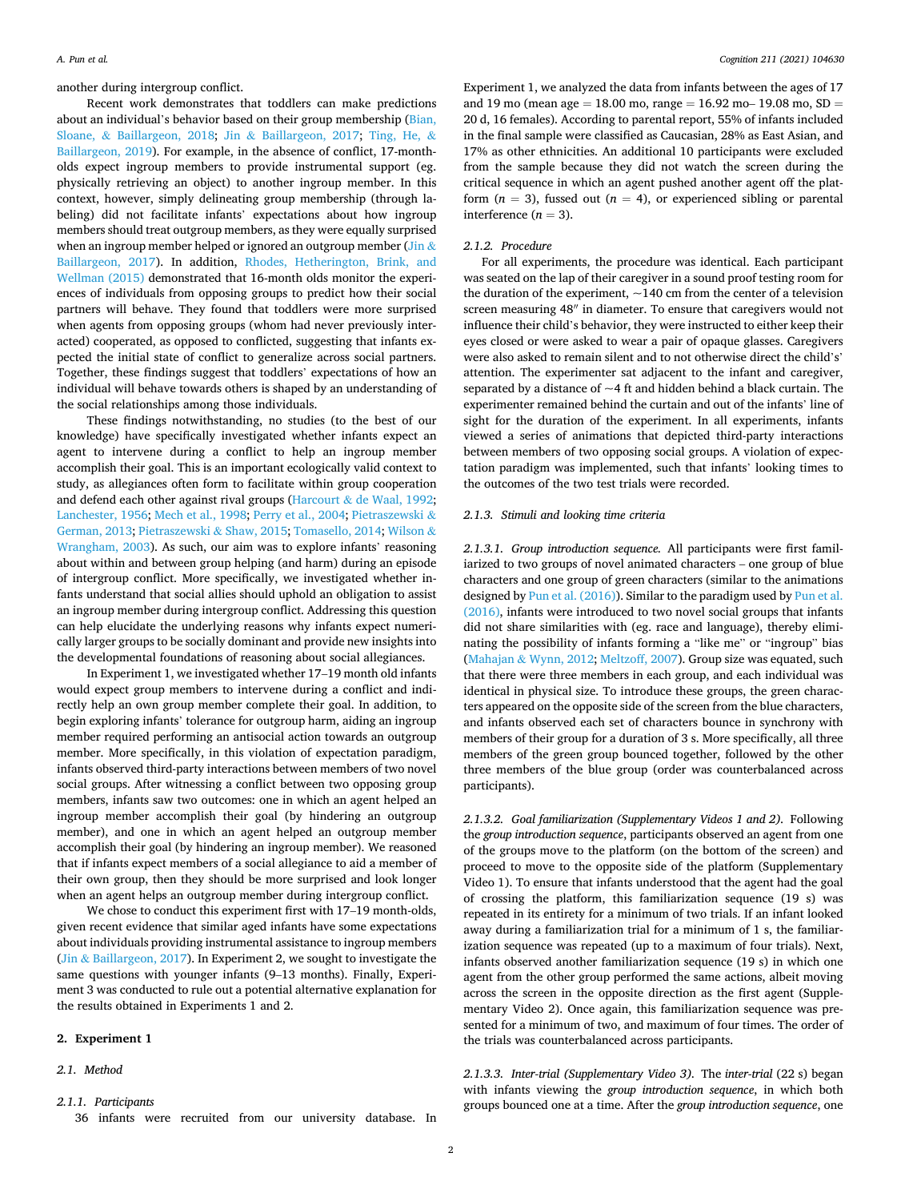another during intergroup conflict.

Recent work demonstrates that toddlers can make predictions about an individual's behavior based on their group membership (Bian, Sloane, & Baillargeon, 2018; Jin & Baillargeon, 2017; Ting, He, & Baillargeon, 2019). For example, in the absence of conflict, 17-month-olds expect ingroup members to provide instrumental support (eg. physically retrieving an object) to another ingroup member. In this context, however, simply delineating group membership (through labeling) did not facilitate infants' expectations about how ingroup members should treat outgroup members, as they were equally surprised when an ingroup member helped or ignored an outgroup member (Jin & Baillargeon, 2017). In addition, Rhodes, Hetherington, Brink, and Wellman (2015) demonstrated that 16-month olds monitor the experiences of individuals from opposing groups to predict how their social partners will behave. They found that toddlers were more surprised when agents from opposing groups (whom had never previously interacted) cooperated, as opposed to conflicted, suggesting that infants expected the initial state of conflict to generalize across social partners. Together, these findings suggest that toddlers' expectations of how an individual will behave towards others is shaped by an understanding of the social relationships among those individuals.

These findings notwithstanding, no studies (to the best of our knowledge) have specifically investigated whether infants expect an agent to intervene during a conflict to help an ingroup member accomplish their goal. This is an important ecologically valid context to study, as allegiances often form to facilitate within group cooperation and defend each other against rival groups (Harcourt & de Waal, 1992; Lanchester, 1956; Mech et al., 1998; Perry et al., 2004; Pietraszewski & German, 2013; Pietraszewski & Shaw, 2015; Tomasello, 2014; Wilson & Wrangham, 2003). As such, our aim was to explore infants' reasoning about within and between group helping (and harm) during an episode of intergroup conflict. More specifically, we investigated whether infants understand that social allies should uphold an obligation to assist an ingroup member during intergroup conflict. Addressing this question can help elucidate the underlying reasons why infants expect numerically larger groups to be socially dominant and provide new insights into the developmental foundations of reasoning about social allegiances.

In Experiment 1, we investigated whether 17–19 month old infants would expect group members to intervene during a conflict and indirectly help an own group member complete their goal. In addition, to begin exploring infants' tolerance for outgroup harm, aiding an ingroup member required performing an antisocial action towards an outgroup member. More specifically, in this violation of expectation paradigm, infants observed third-party interactions between members of two novel social groups. After witnessing a conflict between two opposing group members, infants saw two outcomes: one in which an agent helped an ingroup member accomplish their goal (by hindering an outgroup member), and one in which an agent helped an outgroup member accomplish their goal (by hindering an ingroup member). We reasoned that if infants expect members of a social allegiance to aid a member of their own group, then they should be more surprised and look longer when an agent helps an outgroup member during intergroup conflict.

We chose to conduct this experiment first with 17–19 month-olds, given recent evidence that similar aged infants have some expectations about individuals providing instrumental assistance to ingroup members (Jin & Baillargeon, 2017). In Experiment 2, we sought to investigate the same questions with younger infants (9–13 months). Finally, Experiment 3 was conducted to rule out a potential alternative explanation for the results obtained in Experiments 1 and 2.

## 2. Experiment 1

### 2.1. Method

#### 2.1.1. Participants

36 infants were recruited from our university database. In Experiment 1, we analyzed the data from infants between the ages of 17 and 19 mo (mean age = 18.00 mo, range = 16.92 mo– 19.08 mo, SD = 20 d, 16 females). According to parental report, 55% of infants included in the final sample were classified as Caucasian, 28% as East Asian, and 17% as other ethnicities. An additional 10 participants were excluded from the sample because they did not watch the screen during the critical sequence in which an agent pushed another agent off the platform ($n = 3$), fussed out ($n = 4$), or experienced sibling or parental interference ($n = 3$).

#### 2.1.2. Procedure

For all experiments, the procedure was identical. Each participant was seated on the lap of their caregiver in a sound proof testing room for the duration of the experiment, ~140 cm from the center of a television screen measuring 48″ in diameter. To ensure that caregivers would not influence their child's behavior, they were instructed to either keep their eyes closed or were asked to wear a pair of opaque glasses. Caregivers were also asked to remain silent and to not otherwise direct the child's' attention. The experimenter sat adjacent to the infant and caregiver, separated by a distance of ~4 ft and hidden behind a black curtain. The experimenter remained behind the curtain and out of the infants' line of sight for the duration of the experiment. In all experiments, infants viewed a series of animations that depicted third-party interactions between members of two opposing social groups. A violation of expectation paradigm was implemented, such that infants' looking times to the outcomes of the two test trials were recorded.

#### 2.1.3. Stimuli and looking time criteria

*2.1.3.1. Group introduction sequence.* All participants were first familiarized to two groups of novel animated characters – one group of blue characters and one group of green characters (similar to the animations designed by Pun et al. (2016)). Similar to the paradigm used by Pun et al. (2016), infants were introduced to two novel social groups that infants did not share similarities with (eg. race and language), thereby eliminating the possibility of infants forming a "like me" or "ingroup" bias (Mahajan & Wynn, 2012; Meltzoff, 2007). Group size was equated, such that there were three members in each group, and each individual was identical in physical size. To introduce these groups, the green characters appeared on the opposite side of the screen from the blue characters, and infants observed each set of characters bounce in synchrony with members of their group for a duration of 3 s. More specifically, all three members of the green group bounced together, followed by the other three members of the blue group (order was counterbalanced across participants).

*2.1.3.2. Goal familiarization (Supplementary Videos 1 and 2).* Following the *group introduction sequence*, participants observed an agent from one of the groups move to the platform (on the bottom of the screen) and proceed to move to the opposite side of the platform (Supplementary Video 1). To ensure that infants understood that the agent had the goal of crossing the platform, this familiarization sequence (19 s) was repeated in its entirety for a minimum of two trials. If an infant looked away during a familiarization trial for a minimum of 1 s, the familiarization sequence was repeated (up to a maximum of four trials). Next, infants observed another familiarization sequence (19 s) in which one agent from the other group performed the same actions, albeit moving across the screen in the opposite direction as the first agent (Supplementary Video 2). Once again, this familiarization sequence was presented for a minimum of two, and maximum of four times. The order of the trials was counterbalanced across participants.

*2.1.3.3. Inter-trial (Supplementary Video 3).* The *inter-trial* (22 s) began with infants viewing the *group introduction sequence*, in which both groups bounced one at a time. After the *group introduction sequence*, one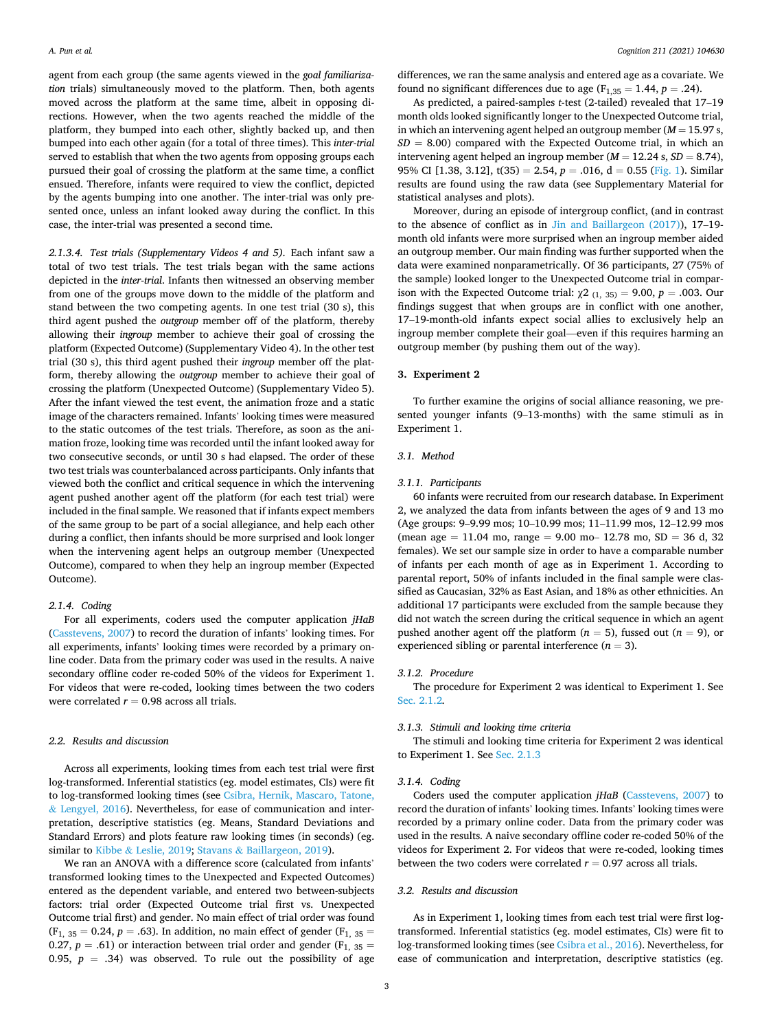agent from each group (the same agents viewed in the *goal familiarization* trials) simultaneously moved to the platform. Then, both agents moved across the platform at the same time, albeit in opposing directions. However, when the two agents reached the middle of the platform, they bumped into each other, slightly backed up, and then bumped into each other again (for a total of three times). This *inter-trial* served to establish that when the two agents from opposing groups each pursued their goal of crossing the platform at the same time, a conflict ensued. Therefore, infants were required to view the conflict, depicted by the agents bumping into one another. The inter-trial was only presented once, unless an infant looked away during the conflict. In this case, the inter-trial was presented a second time.

*2.1.3.4. Test trials (Supplementary Videos 4 and 5).* Each infant saw a total of two test trials. The test trials began with the same actions depicted in the *inter-trial*. Infants then witnessed an observing member from one of the groups move down to the middle of the platform and stand between the two competing agents. In one test trial (30 s), this third agent pushed the *outgroup* member off of the platform, thereby allowing their *ingroup* member to achieve their goal of crossing the platform (Expected Outcome) (Supplementary Video 4). In the other test trial (30 s), this third agent pushed their *ingroup* member off the platform, thereby allowing the *outgroup* member to achieve their goal of crossing the platform (Unexpected Outcome) (Supplementary Video 5). After the infant viewed the test event, the animation froze and a static image of the characters remained. Infants' looking times were measured to the static outcomes of the test trials. Therefore, as soon as the animation froze, looking time was recorded until the infant looked away for two consecutive seconds, or until 30 s had elapsed. The order of these two test trials was counterbalanced across participants. Only infants that viewed both the conflict and critical sequence in which the intervening agent pushed another agent off the platform (for each test trial) were included in the final sample. We reasoned that if infants expect members of the same group to be part of a social allegiance, and help each other during a conflict, then infants should be more surprised and look longer when the intervening agent helps an outgroup member (Unexpected Outcome), compared to when they help an ingroup member (Expected Outcome).

#### 2.1.4. Coding

For all experiments, coders used the computer application *jHaB* (Casstevens, 2007) to record the duration of infants' looking times. For all experiments, infants' looking times were recorded by a primary online coder. Data from the primary coder was used in the results. A naive secondary offline coder re-coded 50% of the videos for Experiment 1. For videos that were re-coded, looking times between the two coders were correlated $r = 0.98$ across all trials.

### 2.2. Results and discussion

Across all experiments, looking times from each test trial were first log-transformed. Inferential statistics (eg. model estimates, CIs) were fit to log-transformed looking times (see Csibra, Hernik, Mascaro, Tatone, & Lengyel, 2016). Nevertheless, for ease of communication and interpretation, descriptive statistics (eg. Means, Standard Deviations and Standard Errors) and plots feature raw looking times (in seconds) (eg. similar to Kibbe & Leslie, 2019; Stavans & Baillargeon, 2019).

We ran an ANOVA with a difference score (calculated from infants' transformed looking times to the Unexpected and Expected Outcomes) entered as the dependent variable, and entered two between-subjects factors: trial order (Expected Outcome trial first vs. Unexpected Outcome trial first) and gender. No main effect of trial order was found ($F_{1,\,35} = 0.24$, $p = .63$). In addition, no main effect of gender ($F_{1,\,35} = 0.27$, $p = .61$) or interaction between trial order and gender ($F_{1,\,35} = 0.95$, $p = .34$) was observed. To rule out the possibility of age differences, we ran the same analysis and entered age as a covariate. We found no significant differences due to age ($F_{1,35} = 1.44$, $p = .24$).

As predicted, a paired-samples *t*-test (2-tailed) revealed that 17–19 month olds looked significantly longer to the Unexpected Outcome trial, in which an intervening agent helped an outgroup member ($M = 15.97$ s, $SD = 8.00$) compared with the Expected Outcome trial, in which an intervening agent helped an ingroup member ($M = 12.24$ s, $SD = 8.74$), 95% CI [1.38, 3.12], $t(35) = 2.54$, $p = .016$, $d = 0.55$ (Fig. 1). Similar results are found using the raw data (see Supplementary Material for statistical analyses and plots).

Moreover, during an episode of intergroup conflict, (and in contrast to the absence of conflict as in Jin and Baillargeon (2017)), 17–19-month old infants were more surprised when an ingroup member aided an outgroup member. Our main finding was further supported when the data were examined nonparametrically. Of 36 participants, 27 (75% of the sample) looked longer to the Unexpected Outcome trial in comparison with the Expected Outcome trial: $\chi 2_{\,(1,\,35)} = 9.00$, $p = .003$. Our findings suggest that when groups are in conflict with one another, 17–19-month-old infants expect social allies to exclusively help an ingroup member complete their goal—even if this requires harming an outgroup member (by pushing them out of the way).

## 3. Experiment 2

To further examine the origins of social alliance reasoning, we presented younger infants (9–13-months) with the same stimuli as in Experiment 1.

### 3.1. Method

#### 3.1.1. Participants

60 infants were recruited from our research database. In Experiment 2, we analyzed the data from infants between the ages of 9 and 13 mo (Age groups: 9–9.99 mos; 10–10.99 mos; 11–11.99 mos, 12–12.99 mos) (mean age = 11.04 mo, range = 9.00 mo– 12.78 mo, SD = 36 d, 32 females). We set our sample size in order to have a comparable number of infants per each month of age as in Experiment 1. According to parental report, 50% of infants included in the final sample were classified as Caucasian, 32% as East Asian, and 18% as other ethnicities. An additional 17 participants were excluded from the sample because they did not watch the screen during the critical sequence in which an agent pushed another agent off the platform ($n = 5$), fussed out ($n = 9$), or experienced sibling or parental interference ($n = 3$).

#### 3.1.2. Procedure

The procedure for Experiment 2 was identical to Experiment 1. See Sec. 2.1.2.

#### 3.1.3. Stimuli and looking time criteria

The stimuli and looking time criteria for Experiment 2 was identical to Experiment 1. See Sec. 2.1.3

#### 3.1.4. Coding

Coders used the computer application *jHaB* (Casstevens, 2007) to record the duration of infants' looking times. Infants' looking times were recorded by a primary online coder. Data from the primary coder was used in the results. A naive secondary offline coder re-coded 50% of the videos for Experiment 2. For videos that were re-coded, looking times between the two coders were correlated $r = 0.97$ across all trials.

### 3.2. Results and discussion

As in Experiment 1, looking times from each test trial were first log-transformed. Inferential statistics (eg. model estimates, CIs) were fit to log-transformed looking times (see Csibra et al., 2016). Nevertheless, for ease of communication and interpretation, descriptive statistics (eg.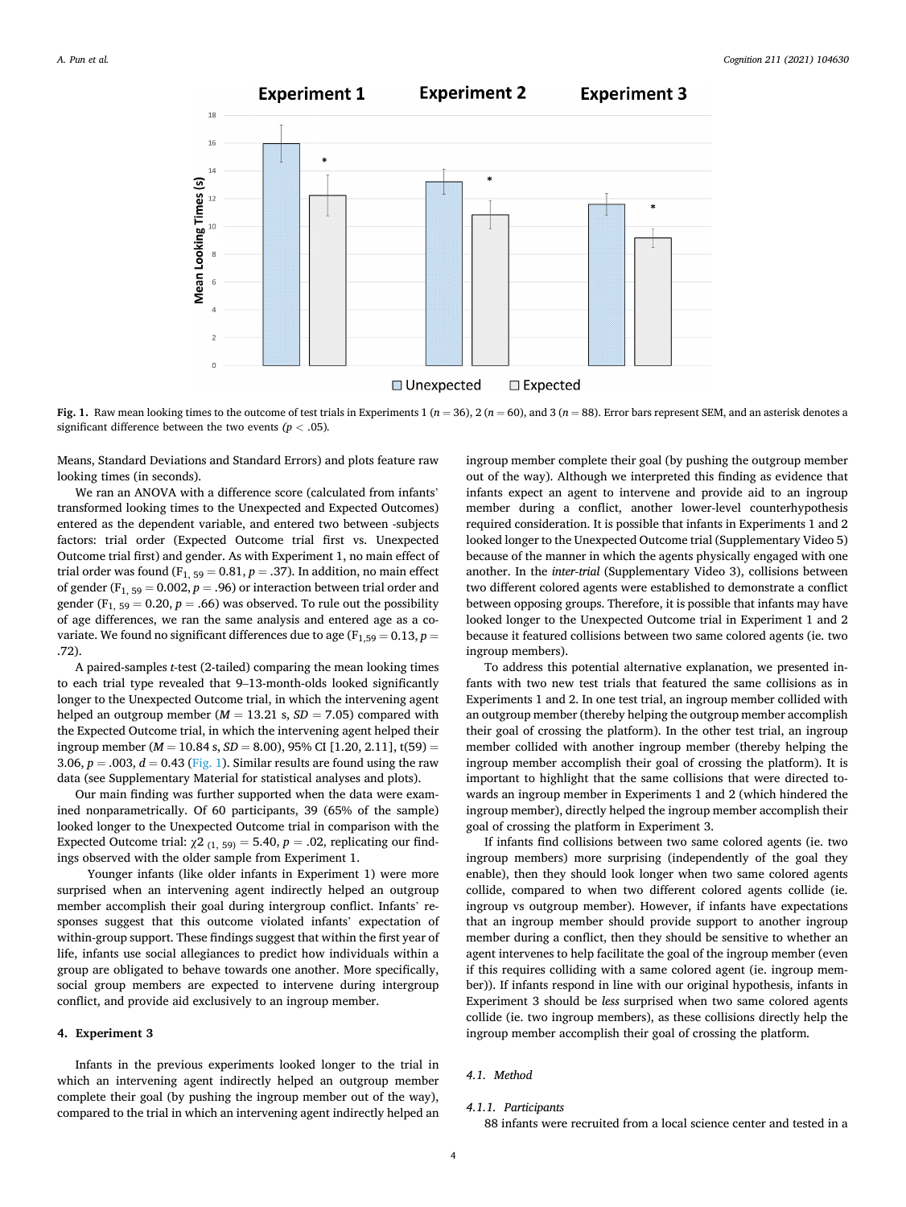**Fig. 1.** Raw mean looking times to the outcome of test trials in Experiments 1 ($n = 36$), 2 ($n = 60$), and 3 ($n = 88$). Error bars represent SEM, and an asterisk denotes a significant difference between the two events ($p < .05$).

Means, Standard Deviations and Standard Errors) and plots feature raw looking times (in seconds).

We ran an ANOVA with a difference score (calculated from infants' transformed looking times to the Unexpected and Expected Outcomes) entered as the dependent variable, and entered two between -subjects factors: trial order (Expected Outcome trial first vs. Unexpected Outcome trial first) and gender. As with Experiment 1, no main effect of trial order was found ($F_{1, 59} = 0.81$, $p = .37$). In addition, no main effect of gender ($F_{1, 59} = 0.002$, $p = .96$) or interaction between trial order and gender ($F_{1, 59} = 0.20$, $p = .66$) was observed. To rule out the possibility of age differences, we ran the same analysis and entered age as a co-variate. We found no significant differences due to age ($F_{1,59} = 0.13$, $p = .72$).

A paired-samples *t*-test (2-tailed) comparing the mean looking times to each trial type revealed that 9–13-month-olds looked significantly longer to the Unexpected Outcome trial, in which the intervening agent helped an outgroup member ($M = 13.21$ s, $SD = 7.05$) compared with the Expected Outcome trial, in which the intervening agent helped their ingroup member ($M = 10.84$ s, $SD = 8.00$), 95% CI [1.20, 2.11], $t(59) = 3.06$, $p = .003$, $d = 0.43$ (Fig. 1). Similar results are found using the raw data (see Supplementary Material for statistical analyses and plots).

Our main finding was further supported when the data were examined nonparametrically. Of 60 participants, 39 (65% of the sample) looked longer to the Unexpected Outcome trial in comparison with the Expected Outcome trial: $\chi2_{(1, 59)} = 5.40$, $p = .02$, replicating our findings observed with the older sample from Experiment 1.

Younger infants (like older infants in Experiment 1) were more surprised when an intervening agent indirectly helped an outgroup member accomplish their goal during intergroup conflict. Infants' responses suggest that this outcome violated infants' expectation of within-group support. These findings suggest that within the first year of life, infants use social allegiances to predict how individuals within a group are obligated to behave towards one another. More specifically, social group members are expected to intervene during intergroup conflict, and provide aid exclusively to an ingroup member.

## 4. Experiment 3

Infants in the previous experiments looked longer to the trial in which an intervening agent indirectly helped an outgroup member complete their goal (by pushing the ingroup member out of the way), compared to the trial in which an intervening agent indirectly helped an ingroup member complete their goal (by pushing the outgroup member out of the way). Although we interpreted this finding as evidence that infants expect an agent to intervene and provide aid to an ingroup member during a conflict, another lower-level counterhypothesis required consideration. It is possible that infants in Experiments 1 and 2 looked longer to the Unexpected Outcome trial (Supplementary Video 5) because of the manner in which the agents physically engaged with one another. In the *inter-trial* (Supplementary Video 3), collisions between two different colored agents were established to demonstrate a conflict between opposing groups. Therefore, it is possible that infants may have looked longer to the Unexpected Outcome trial in Experiment 1 and 2 because it featured collisions between two same colored agents (ie. two ingroup members).

To address this potential alternative explanation, we presented infants with two new test trials that featured the same collisions as in Experiments 1 and 2. In one test trial, an ingroup member collided with an outgroup member (thereby helping the outgroup member accomplish their goal of crossing the platform). In the other test trial, an ingroup member collided with another ingroup member (thereby helping the ingroup member accomplish their goal of crossing the platform). It is important to highlight that the same collisions that were directed towards an ingroup member in Experiments 1 and 2 (which hindered the ingroup member), directly helped the ingroup member accomplish their goal of crossing the platform in Experiment 3.

If infants find collisions between two same colored agents (ie. two ingroup members) more surprising (independently of the goal they enable), then they should look longer when two same colored agents collide, compared to when two different colored agents collide (ie. ingroup vs outgroup member). However, if infants have expectations that an ingroup member should provide support to another ingroup member during a conflict, then they should be sensitive to whether an agent intervenes to help facilitate the goal of the ingroup member (even if this requires colliding with a same colored agent (ie. ingroup member)). If infants respond in line with our original hypothesis, infants in Experiment 3 should be *less* surprised when two same colored agents collide (ie. two ingroup members), as these collisions directly help the ingroup member accomplish their goal of crossing the platform.

### 4.1. Method

#### 4.1.1. Participants

88 infants were recruited from a local science center and tested in a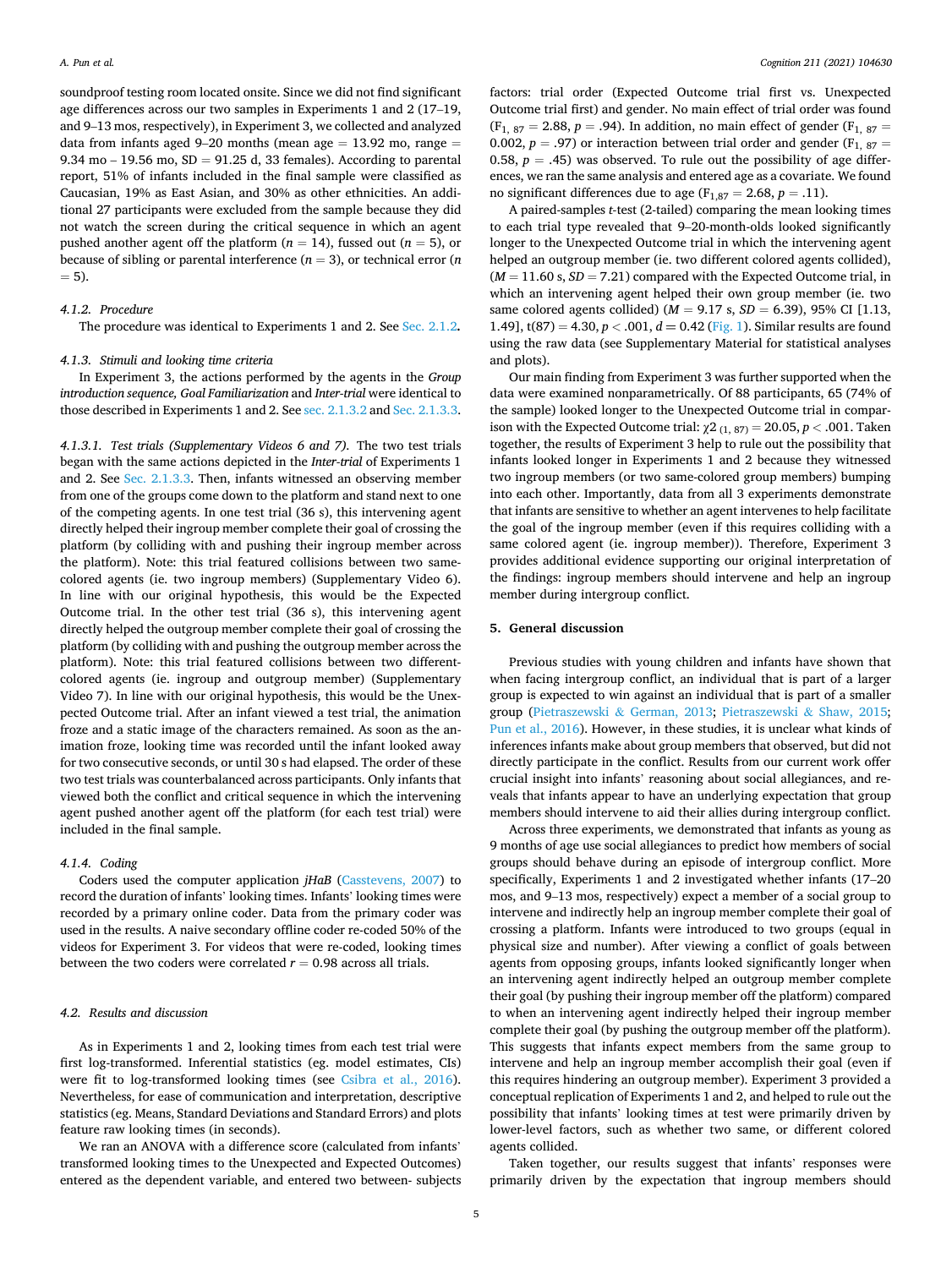soundproof testing room located onsite. Since we did not find significant age differences across our two samples in Experiments 1 and 2 (17–19, and 9–13 mos, respectively), in Experiment 3, we collected and analyzed data from infants aged 9–20 months (mean age = 13.92 mo, range = 9.34 mo – 19.56 mo, SD = 91.25 d, 33 females). According to parental report, 51% of infants included in the final sample were classified as Caucasian, 19% as East Asian, and 30% as other ethnicities. An additional 27 participants were excluded from the sample because they did not watch the screen during the critical sequence in which an agent pushed another agent off the platform ($n = 14$), fussed out ($n = 5$), or because of sibling or parental interference ($n = 3$), or technical error ($n = 5$).

#### 4.1.2. Procedure

The procedure was identical to Experiments 1 and 2. See Sec. 2.1.2.

#### 4.1.3. Stimuli and looking time criteria

In Experiment 3, the actions performed by the agents in the *Group introduction sequence, Goal Familiarization* and *Inter-trial* were identical to those described in Experiments 1 and 2. See sec. 2.1.3.2 and Sec. 2.1.3.3.

##### 4.1.3.1. Test trials (Supplementary Videos 6 and 7).

The two test trials began with the same actions depicted in the *Inter-trial* of Experiments 1 and 2. See Sec. 2.1.3.3. Then, infants witnessed an observing member from one of the groups come down to the platform and stand next to one of the competing agents. In one test trial (36 s), this intervening agent directly helped their ingroup member complete their goal of crossing the platform (by colliding with and pushing their ingroup member across the platform). Note: this trial featured collisions between two same-colored agents (ie. two ingroup members) (Supplementary Video 6). In line with our original hypothesis, this would be the Expected Outcome trial. In the other test trial (36 s), this intervening agent directly helped the outgroup member complete their goal of crossing the platform (by colliding with and pushing the outgroup member across the platform). Note: this trial featured collisions between two different-colored agents (ie. ingroup and outgroup member) (Supplementary Video 7). In line with our original hypothesis, this would be the Unexpected Outcome trial. After an infant viewed a test trial, the animation froze and a static image of the characters remained. As soon as the animation froze, looking time was recorded until the infant looked away for two consecutive seconds, or until 30 s had elapsed. The order of these two test trials was counterbalanced across participants. Only infants that viewed both the conflict and critical sequence in which the intervening agent pushed another agent off the platform (for each test trial) were included in the final sample.

#### 4.1.4. Coding

Coders used the computer application *jHaB* (Casstevens, 2007) to record the duration of infants' looking times. Infants' looking times were recorded by a primary online coder. Data from the primary coder was used in the results. A naive secondary offline coder re-coded 50% of the videos for Experiment 3. For videos that were re-coded, looking times between the two coders were correlated $r = 0.98$ across all trials.

### 4.2. Results and discussion

As in Experiments 1 and 2, looking times from each test trial were first log-transformed. Inferential statistics (eg. model estimates, CIs) were fit to log-transformed looking times (see Csibra et al., 2016). Nevertheless, for ease of communication and interpretation, descriptive statistics (eg. Means, Standard Deviations and Standard Errors) and plots feature raw looking times (in seconds).

We ran an ANOVA with a difference score (calculated from infants' transformed looking times to the Unexpected and Expected Outcomes) entered as the dependent variable, and entered two between- subjects factors: trial order (Expected Outcome trial first vs. Unexpected Outcome trial first) and gender. No main effect of trial order was found ($F_{1, 87} = 2.88$, $p = .94$). In addition, no main effect of gender ($F_{1, 87} = 0.002$, $p = .97$) or interaction between trial order and gender ($F_{1, 87} = 0.58$, $p = .45$) was observed. To rule out the possibility of age differences, we ran the same analysis and entered age as a covariate. We found no significant differences due to age ($F_{1,87} = 2.68$, $p = .11$).

A paired-samples *t*-test (2-tailed) comparing the mean looking times to each trial type revealed that 9–20-month-olds looked significantly longer to the Unexpected Outcome trial in which the intervening agent helped an outgroup member (ie. two different colored agents collided), ($M = 11.60$ s, $SD = 7.21$) compared with the Expected Outcome trial, in which an intervening agent helped their own group member (ie. two same colored agents collided) ($M = 9.17$ s, $SD = 6.39$), 95% CI [1.13, 1.49], $t(87) = 4.30$, $p < .001$, $d = 0.42$ (Fig. 1). Similar results are found using the raw data (see Supplementary Material for statistical analyses and plots).

Our main finding from Experiment 3 was further supported when the data were examined nonparametrically. Of 88 participants, 65 (74% of the sample) looked longer to the Unexpected Outcome trial in comparison with the Expected Outcome trial: $\chi2_{(1, 87)} = 20.05$, $p < .001$. Taken together, the results of Experiment 3 help to rule out the possibility that infants looked longer in Experiments 1 and 2 because they witnessed two ingroup members (or two same-colored group members) bumping into each other. Importantly, data from all 3 experiments demonstrate that infants are sensitive to whether an agent intervenes to help facilitate the goal of the ingroup member (even if this requires colliding with a same colored agent (ie. ingroup member)). Therefore, Experiment 3 provides additional evidence supporting our original interpretation of the findings: ingroup members should intervene and help an ingroup member during intergroup conflict.

## 5. General discussion

Previous studies with young children and infants have shown that when facing intergroup conflict, an individual that is part of a larger group is expected to win against an individual that is part of a smaller group (Pietraszewski & German, 2013; Pietraszewski & Shaw, 2015; Pun et al., 2016). However, in these studies, it is unclear what kinds of inferences infants make about group members that observed, but did not directly participate in the conflict. Results from our current work offer crucial insight into infants' reasoning about social allegiances, and reveals that infants appear to have an underlying expectation that group members should intervene to aid their allies during intergroup conflict.

Across three experiments, we demonstrated that infants as young as 9 months of age use social allegiances to predict how members of social groups should behave during an episode of intergroup conflict. More specifically, Experiments 1 and 2 investigated whether infants (17–20 mos, and 9–13 mos, respectively) expect a member of a social group to intervene and indirectly help an ingroup member complete their goal of crossing a platform. Infants were introduced to two groups (equal in physical size and number). After viewing a conflict of goals between agents from opposing groups, infants looked significantly longer when an intervening agent indirectly helped an outgroup member complete their goal (by pushing their ingroup member off the platform) compared to when an intervening agent indirectly helped their ingroup member complete their goal (by pushing the outgroup member off the platform). This suggests that infants expect members from the same group to intervene and help an ingroup member accomplish their goal (even if this requires hindering an outgroup member). Experiment 3 provided a conceptual replication of Experiments 1 and 2, and helped to rule out the possibility that infants' looking times at test were primarily driven by lower-level factors, such as whether two same, or different colored agents collided.

Taken together, our results suggest that infants' responses were primarily driven by the expectation that ingroup members should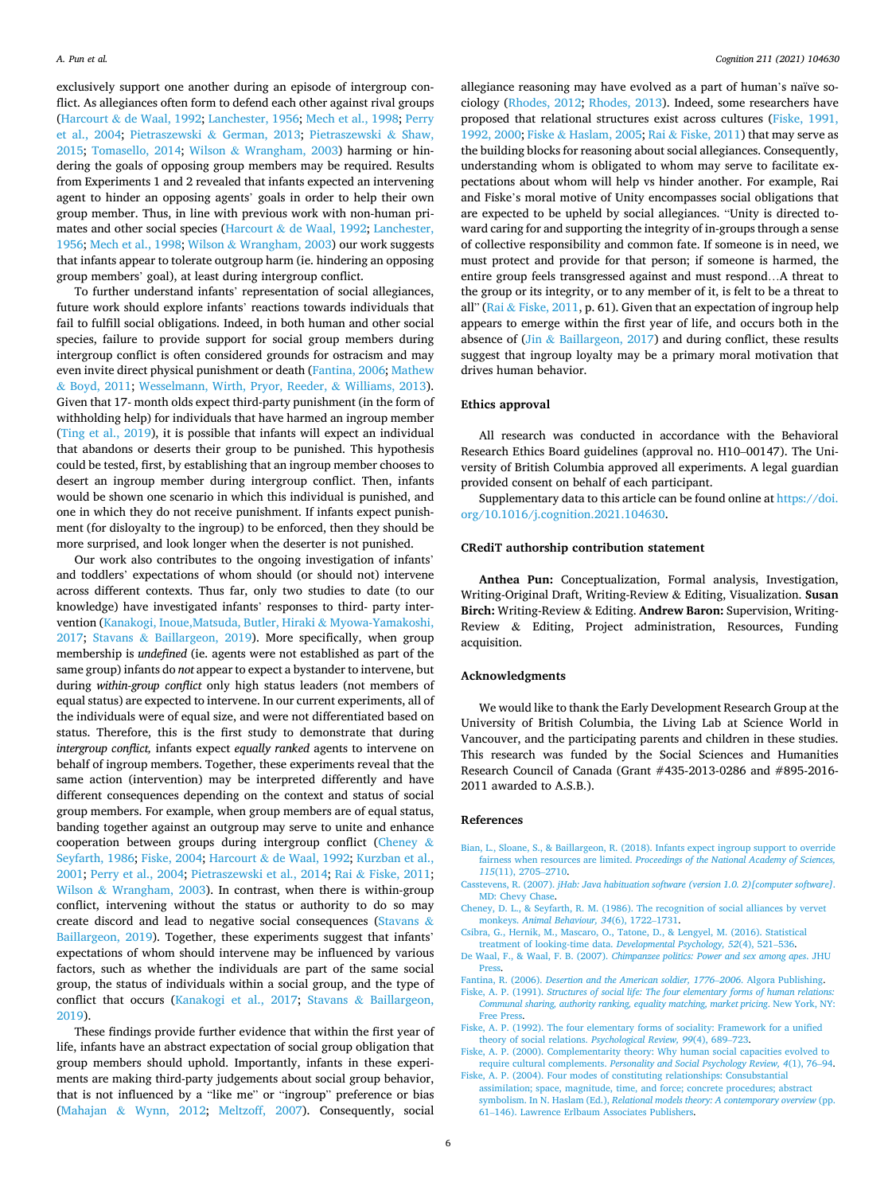exclusively support one another during an episode of intergroup conflict. As allegiances often form to defend each other against rival groups (Harcourt & de Waal, 1992; Lanchester, 1956; Mech et al., 1998; Perry et al., 2004; Pietraszewski & German, 2013; Pietraszewski & Shaw, 2015; Tomasello, 2014; Wilson & Wrangham, 2003) harming or hindering the goals of opposing group members may be required. Results from Experiments 1 and 2 revealed that infants expected an intervening agent to hinder an opposing agents' goals in order to help their own group member. Thus, in line with previous work with non-human primates and other social species (Harcourt & de Waal, 1992; Lanchester, 1956; Mech et al., 1998; Wilson & Wrangham, 2003) our work suggests that infants appear to tolerate outgroup harm (ie. hindering an opposing group members' goal), at least during intergroup conflict.

To further understand infants' representation of social allegiances, future work should explore infants' reactions towards individuals that fail to fulfill social obligations. Indeed, in both human and other social species, failure to provide support for social group members during intergroup conflict is often considered grounds for ostracism and may even invite direct physical punishment or death (Fantina, 2006; Mathew & Boyd, 2011; Wesselmann, Wirth, Pryor, Reeder, & Williams, 2013). Given that 17- month olds expect third-party punishment (in the form of withholding help) for individuals that have harmed an ingroup member (Ting et al., 2019), it is possible that infants will expect an individual that abandons or deserts their group to be punished. This hypothesis could be tested, first, by establishing that an ingroup member chooses to desert an ingroup member during intergroup conflict. Then, infants would be shown one scenario in which this individual is punished, and one in which they do not receive punishment. If infants expect punishment (for disloyalty to the ingroup) to be enforced, then they should be more surprised, and look longer when the deserter is not punished.

Our work also contributes to the ongoing investigation of infants' and toddlers' expectations of whom should (or should not) intervene across different contexts. Thus far, only two studies to date (to our knowledge) have investigated infants' responses to third- party intervention (Kanakogi, Inoue,Matsuda, Butler, Hiraki & Myowa-Yamakoshi, 2017; Stavans & Baillargeon, 2019). More specifically, when group membership is *undefined* (ie. agents were not established as part of the same group) infants do *not* appear to expect a bystander to intervene, but during *within-group conflict* only high status leaders (not members of equal status) are expected to intervene. In our current experiments, all of the individuals were of equal size, and were not differentiated based on status. Therefore, this is the first study to demonstrate that during *intergroup conflict,* infants expect *equally ranked* agents to intervene on behalf of ingroup members. Together, these experiments reveal that the same action (intervention) may be interpreted differently and have different consequences depending on the context and status of social group members. For example, when group members are of equal status, banding together against an outgroup may serve to unite and enhance cooperation between groups during intergroup conflict (Cheney & Seyfarth, 1986; Fiske, 2004; Harcourt & de Waal, 1992; Kurzban et al., 2001; Perry et al., 2004; Pietraszewski et al., 2014; Rai & Fiske, 2011; Wilson & Wrangham, 2003). In contrast, when there is within-group conflict, intervening without the status or authority to do so may create discord and lead to negative social consequences (Stavans & Baillargeon, 2019). Together, these experiments suggest that infants' expectations of whom should intervene may be influenced by various factors, such as whether the individuals are part of the same social group, the status of individuals within a social group, and the type of conflict that occurs (Kanakogi et al., 2017; Stavans & Baillargeon, 2019).

These findings provide further evidence that within the first year of life, infants have an abstract expectation of social group obligation that group members should uphold. Importantly, infants in these experiments are making third-party judgements about social group behavior, that is not influenced by a "like me" or "ingroup" preference or bias (Mahajan & Wynn, 2012; Meltzoff, 2007). Consequently, social allegiance reasoning may have evolved as a part of human's naïve sociology (Rhodes, 2012; Rhodes, 2013). Indeed, some researchers have proposed that relational structures exist across cultures (Fiske, 1991, 1992, 2000; Fiske & Haslam, 2005; Rai & Fiske, 2011) that may serve as the building blocks for reasoning about social allegiances. Consequently, understanding whom is obligated to whom may serve to facilitate expectations about whom will help vs hinder another. For example, Rai and Fiske's moral motive of Unity encompasses social obligations that are expected to be upheld by social allegiances. "Unity is directed toward caring for and supporting the integrity of in-groups through a sense of collective responsibility and common fate. If someone is in need, we must protect and provide for that person; if someone is harmed, the entire group feels transgressed against and must respond…A threat to the group or its integrity, or to any member of it, is felt to be a threat to all" (Rai & Fiske, 2011, p. 61). Given that an expectation of ingroup help appears to emerge within the first year of life, and occurs both in the absence of (Jin & Baillargeon, 2017) and during conflict, these results suggest that ingroup loyalty may be a primary moral motivation that drives human behavior.

## Ethics approval

All research was conducted in accordance with the Behavioral Research Ethics Board guidelines (approval no. H10–00147). The University of British Columbia approved all experiments. A legal guardian provided consent on behalf of each participant.

Supplementary data to this article can be found online at https://doi.org/10.1016/j.cognition.2021.104630.

## CRediT authorship contribution statement

**Anthea Pun:** Conceptualization, Formal analysis, Investigation, Writing-Original Draft, Writing-Review & Editing, Visualization. **Susan Birch:** Writing-Review & Editing. **Andrew Baron:** Supervision, Writing-Review & Editing, Project administration, Resources, Funding acquisition.

## Acknowledgments

We would like to thank the Early Development Research Group at the University of British Columbia, the Living Lab at Science World in Vancouver, and the participating parents and children in these studies. This research was funded by the Social Sciences and Humanities Research Council of Canada (Grant #435-2013-0286 and #895-2016-2011 awarded to A.S.B.).

## References

Bian, L., Sloane, S., & Baillargeon, R. (2018). Infants expect ingroup support to override fairness when resources are limited. *Proceedings of the National Academy of Sciences, 115*(11), 2705–2710.

Casstevens, R. (2007). *jHab: Java habituation software (version 1.0. 2)[computer software]*. MD: Chevy Chase.

Cheney, D. L., & Seyfarth, R. M. (1986). The recognition of social alliances by vervet monkeys. *Animal Behaviour, 34*(6), 1722–1731.

Csibra, G., Hernik, M., Mascaro, O., Tatone, D., & Lengyel, M. (2016). Statistical treatment of looking-time data. *Developmental Psychology, 52*(4), 521–536.

De Waal, F., & Waal, F. B. (2007). *Chimpanzee politics: Power and sex among apes*. JHU Press.

Fantina, R. (2006). *Desertion and the American soldier, 1776–2006*. Algora Publishing.

Fiske, A. P. (1991). *Structures of social life: The four elementary forms of human relations: Communal sharing, authority ranking, equality matching, market pricing*. New York, NY: Free Press.

Fiske, A. P. (1992). The four elementary forms of sociality: Framework for a unified theory of social relations. *Psychological Review, 99*(4), 689–723.

Fiske, A. P. (2000). Complementarity theory: Why human social capacities evolved to require cultural complements. *Personality and Social Psychology Review, 4*(1), 76–94.

Fiske, A. P. (2004). Four modes of constituting relationships: Consubstantial assimilation; space, magnitude, time, and force; concrete procedures; abstract symbolism. In N. Haslam (Ed.), *Relational models theory: A contemporary overview* (pp. 61–146). Lawrence Erlbaum Associates Publishers.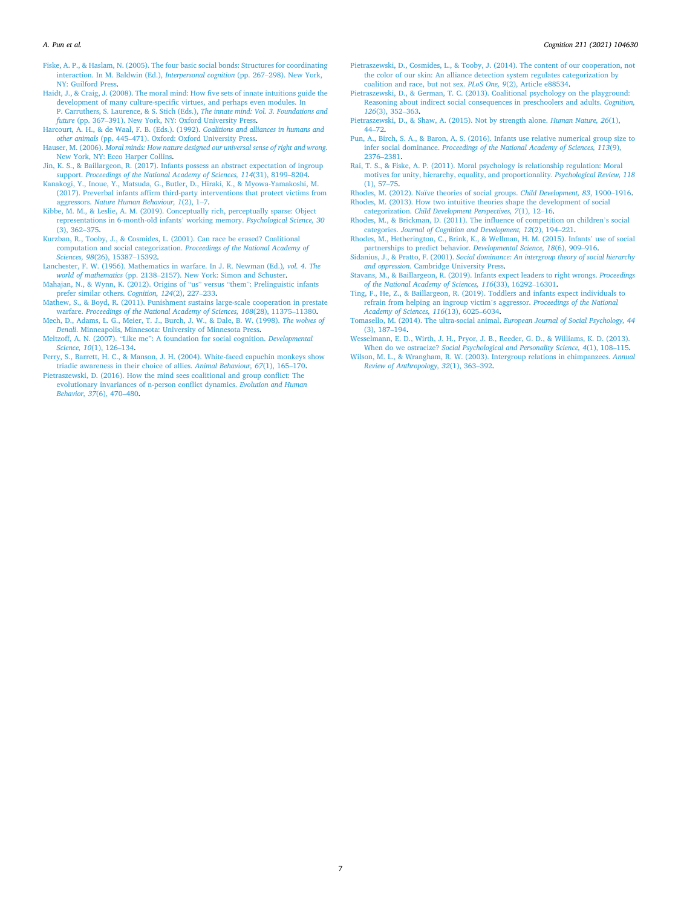Fiske, A. P., & Haslam, N. (2005). The four basic social bonds: Structures for coordinating interaction. In M. Baldwin (Ed.), *Interpersonal cognition* (pp. 267–298). New York, NY: Guilford Press.

Haidt, J., & Craig, J. (2008). The moral mind: How five sets of innate intuitions guide the development of many culture-specific virtues, and perhaps even modules. In P. Carruthers, S. Laurence, & S. Stich (Eds.), *The innate mind: Vol. 3. Foundations and future* (pp. 367–391). New York, NY: Oxford University Press.

Harcourt, A. H., & de Waal, F. B. (Eds.). (1992). *Coalitions and alliances in humans and other animals* (pp. 445–471). Oxford: Oxford University Press.

Hauser, M. (2006). *Moral minds: How nature designed our universal sense of right and wrong.* New York, NY: Ecco Harper Collins.

Jin, K. S., & Baillargeon, R. (2017). Infants possess an abstract expectation of ingroup support. *Proceedings of the National Academy of Sciences, 114*(31), 8199–8204.

Kanakogi, Y., Inoue, Y., Matsuda, G., Butler, D., Hiraki, K., & Myowa-Yamakoshi, M. (2017). Preverbal infants affirm third-party interventions that protect victims from aggressors. *Nature Human Behaviour, 1*(2), 1–7.

Kibbe, M. M., & Leslie, A. M. (2019). Conceptually rich, perceptually sparse: Object representations in 6-month-old infants' working memory. *Psychological Science, 30* (3), 362–375.

Kurzban, R., Tooby, J., & Cosmides, L. (2001). Can race be erased? Coalitional computation and social categorization. *Proceedings of the National Academy of Sciences, 98*(26), 15387–15392.

Lanchester, F. W. (1956). Mathematics in warfare. In J. R. Newman (Ed.), *vol. 4. The world of mathematics* (pp. 2138–2157). New York: Simon and Schuster.

Mahajan, N., & Wynn, K. (2012). Origins of "us" versus "them": Prelinguistic infants prefer similar others. *Cognition, 124*(2), 227–233.

Mathew, S., & Boyd, R. (2011). Punishment sustains large-scale cooperation in prestate warfare. *Proceedings of the National Academy of Sciences, 108*(28), 11375–11380.

Mech, D., Adams, L. G., Meier, T. J., Burch, J. W., & Dale, B. W. (1998). *The wolves of Denali.* Minneapolis, Minnesota: University of Minnesota Press.

Meltzoff, A. N. (2007). "Like me": A foundation for social cognition. *Developmental Science, 10*(1), 126–134.

Perry, S., Barrett, H. C., & Manson, J. H. (2004). White-faced capuchin monkeys show triadic awareness in their choice of allies. *Animal Behaviour, 67*(1), 165–170.

Pietraszewski, D. (2016). How the mind sees coalitional and group conflict: The evolutionary invariances of n-person conflict dynamics. *Evolution and Human Behavior, 37*(6), 470–480.

Pietraszewski, D., Cosmides, L., & Tooby, J. (2014). The content of our cooperation, not the color of our skin: An alliance detection system regulates categorization by coalition and race, but not sex. *PLoS One, 9*(2), Article e88534.

Pietraszewski, D., & German, T. C. (2013). Coalitional psychology on the playground: Reasoning about indirect social consequences in preschoolers and adults. *Cognition, 126*(3), 352–363.

Pietraszewski, D., & Shaw, A. (2015). Not by strength alone. *Human Nature, 26*(1), 44–72.

Pun, A., Birch, S. A., & Baron, A. S. (2016). Infants use relative numerical group size to infer social dominance. *Proceedings of the National Academy of Sciences, 113*(9), 2376–2381.

Rai, T. S., & Fiske, A. P. (2011). Moral psychology is relationship regulation: Moral motives for unity, hierarchy, equality, and proportionality. *Psychological Review, 118* (1), 57–75.

Rhodes, M. (2012). Naïve theories of social groups. *Child Development, 83*, 1900–1916.

Rhodes, M. (2013). How two intuitive theories shape the development of social categorization. *Child Development Perspectives, 7*(1), 12–16.

Rhodes, M., & Brickman, D. (2011). The influence of competition on children's social categories. *Journal of Cognition and Development, 12*(2), 194–221.

Rhodes, M., Hetherington, C., Brink, K., & Wellman, H. M. (2015). Infants' use of social partnerships to predict behavior. *Developmental Science, 18*(6), 909–916.

Sidanius, J., & Pratto, F. (2001). *Social dominance: An intergroup theory of social hierarchy and oppression.* Cambridge University Press.

Stavans, M., & Baillargeon, R. (2019). Infants expect leaders to right wrongs. *Proceedings of the National Academy of Sciences, 116*(33), 16292–16301.

Ting, F., He, Z., & Baillargeon, R. (2019). Toddlers and infants expect individuals to refrain from helping an ingroup victim's aggressor. *Proceedings of the National Academy of Sciences, 116*(13), 6025–6034.

Tomasello, M. (2014). The ultra-social animal. *European Journal of Social Psychology, 44* (3), 187–194.

Wesselmann, E. D., Wirth, J. H., Pryor, J. B., Reeder, G. D., & Williams, K. D. (2013). When do we ostracize? *Social Psychological and Personality Science, 4*(1), 108–115.

Wilson, M. L., & Wrangham, R. W. (2003). Intergroup relations in chimpanzees. *Annual Review of Anthropology, 32*(1), 363–392.